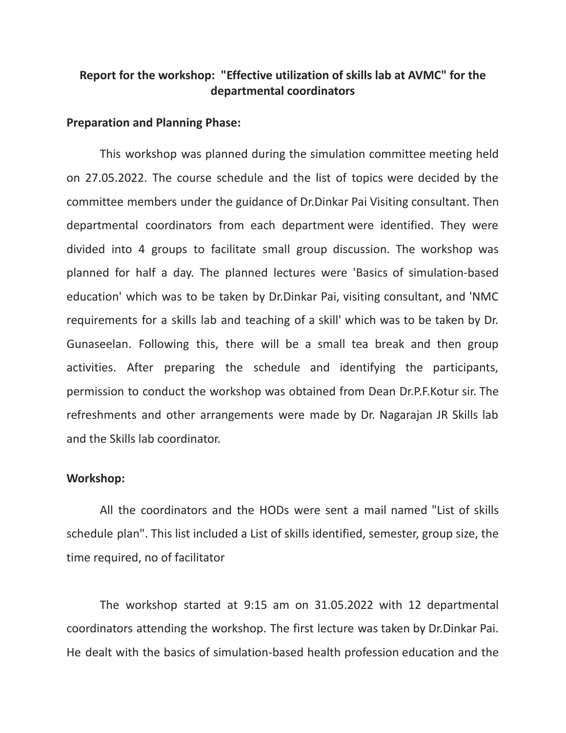# Report for the workshop: "Effective utilization of skills lab at AVMC" for the departmental coordinators

**Preparation and Planning Phase:**

This workshop was planned during the simulation committee meeting held on 27.05.2022. The course schedule and the list of topics were decided by the committee members under the guidance of Dr.Dinkar Pai Visiting consultant. Then departmental coordinators from each department were identified. They were divided into 4 groups to facilitate small group discussion. The workshop was planned for half a day. The planned lectures were 'Basics of simulation-based education' which was to be taken by Dr.Dinkar Pai, visiting consultant, and 'NMC requirements for a skills lab and teaching of a skill' which was to be taken by Dr. Gunaseelan. Following this, there will be a small tea break and then group activities. After preparing the schedule and identifying the participants, permission to conduct the workshop was obtained from Dean Dr.P.F.Kotur sir. The refreshments and other arrangements were made by Dr. Nagarajan JR Skills lab and the Skills lab coordinator.

**Workshop:**

All the coordinators and the HODs were sent a mail named "List of skills schedule plan". This list included a List of skills identified, semester, group size, the time required, no of facilitator

The workshop started at 9:15 am on 31.05.2022 with 12 departmental coordinators attending the workshop. The first lecture was taken by Dr.Dinkar Pai. He dealt with the basics of simulation-based health profession education and the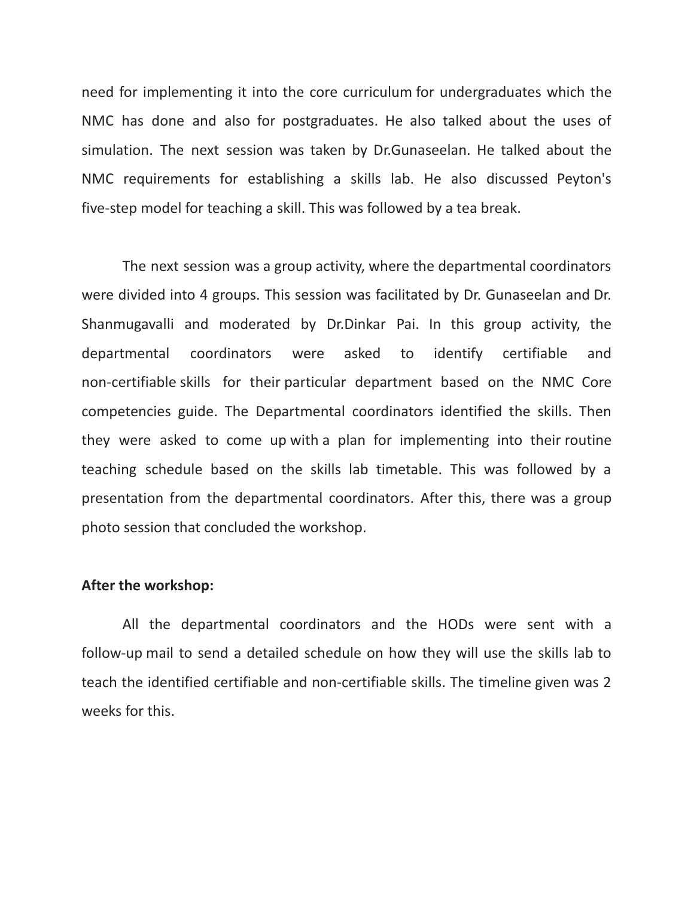need for implementing it into the core curriculum for undergraduates which the NMC has done and also for postgraduates. He also talked about the uses of simulation. The next session was taken by Dr.Gunaseelan. He talked about the NMC requirements for establishing a skills lab. He also discussed Peyton's five-step model for teaching a skill. This was followed by a tea break.

The next session was a group activity, where the departmental coordinators were divided into 4 groups. This session was facilitated by Dr. Gunaseelan and Dr. Shanmugavalli and moderated by Dr.Dinkar Pai. In this group activity, the departmental coordinators were asked to identify certifiable and non-certifiable skills for their particular department based on the NMC Core competencies guide. The Departmental coordinators identified the skills. Then they were asked to come up with a plan for implementing into their routine teaching schedule based on the skills lab timetable. This was followed by a presentation from the departmental coordinators. After this, there was a group photo session that concluded the workshop.

**After the workshop:**

All the departmental coordinators and the HODs were sent with a follow-up mail to send a detailed schedule on how they will use the skills lab to teach the identified certifiable and non-certifiable skills. The timeline given was 2 weeks for this.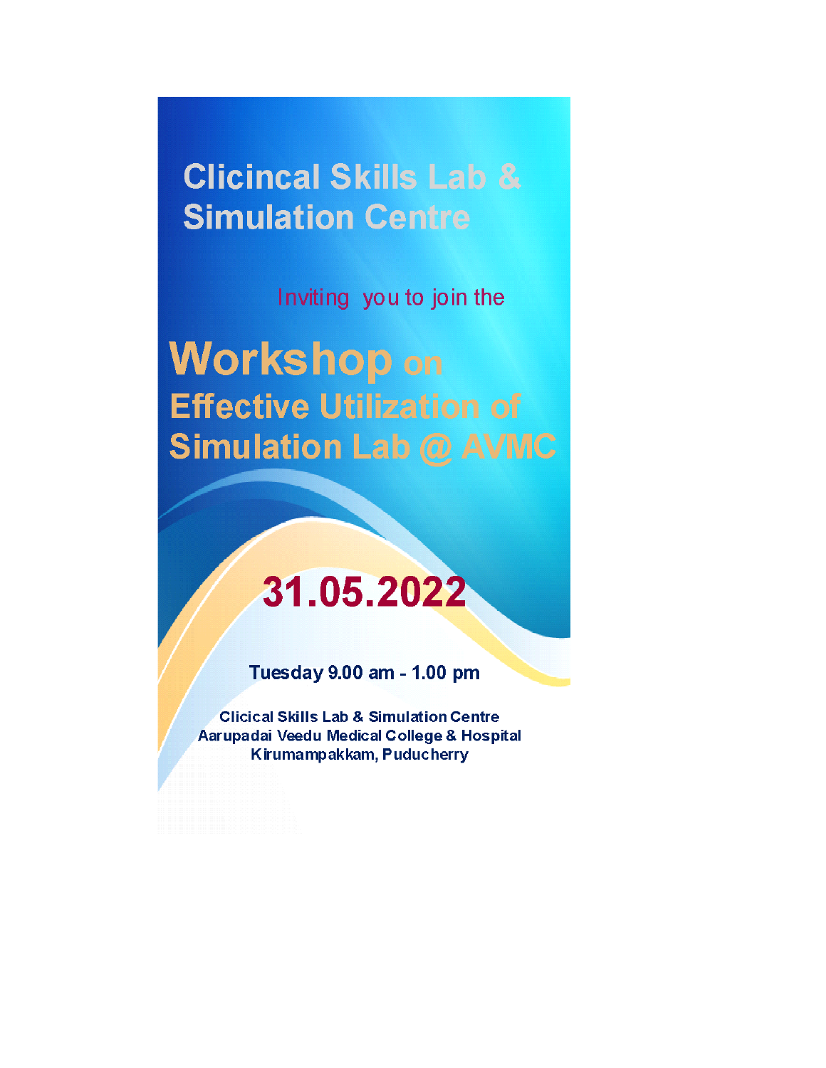# Clicincal Skills Lab & Simulation Centre

Inviting you to join the

## Workshop on Effective Utilization of Simulation Lab @ AVMC

**31.05.2022**

**Tuesday 9.00 am - 1.00 pm**

**Clicical Skills Lab & Simulation Centre**
**Aarupadai Veedu Medical College & Hospital**
**Kirumampakkam, Puducherry**